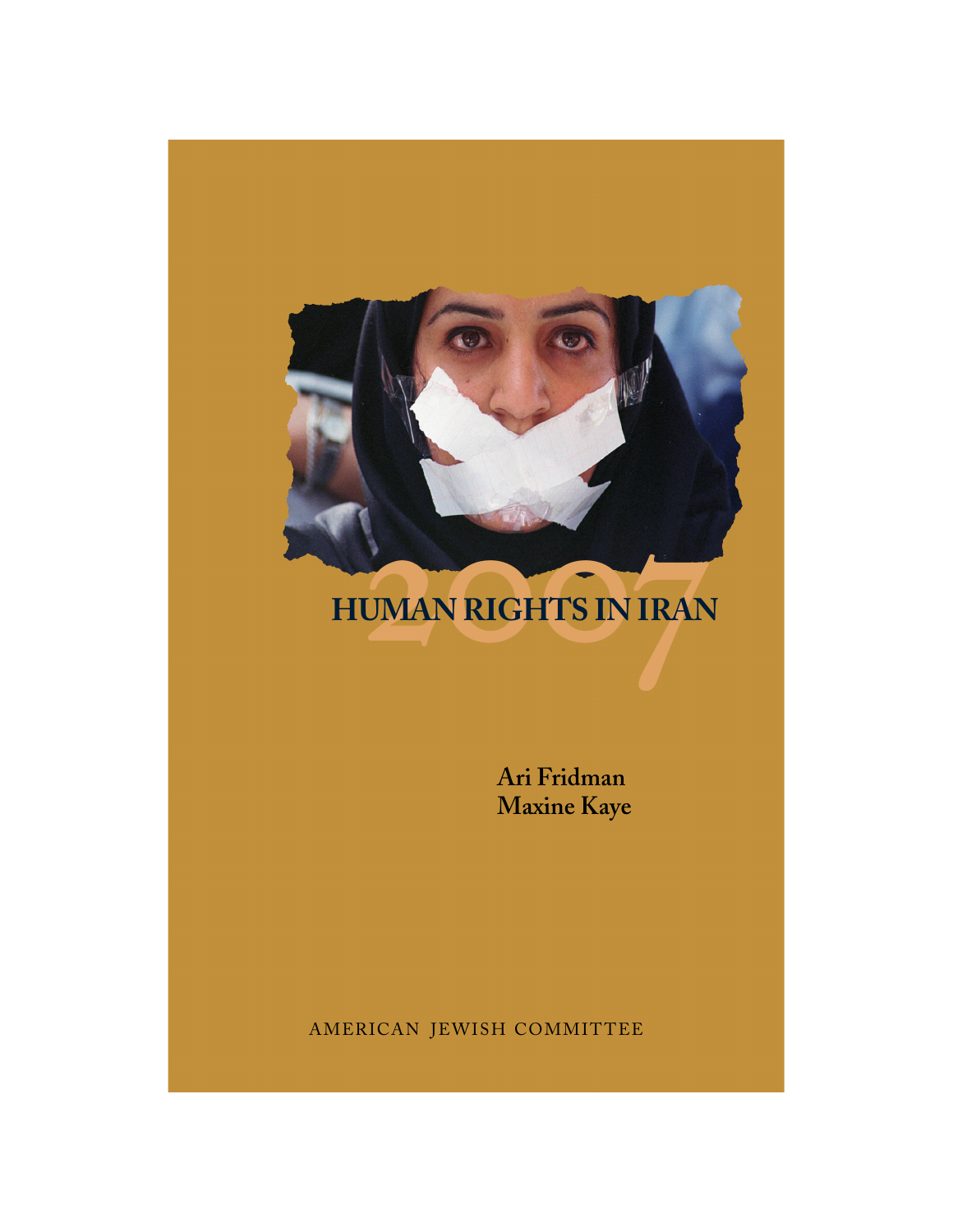# 2007 HUMAN RIGHTS IN IRAN

**Ari Fridman**
**Maxine Kaye**

AMERICAN JEWISH COMMITTEE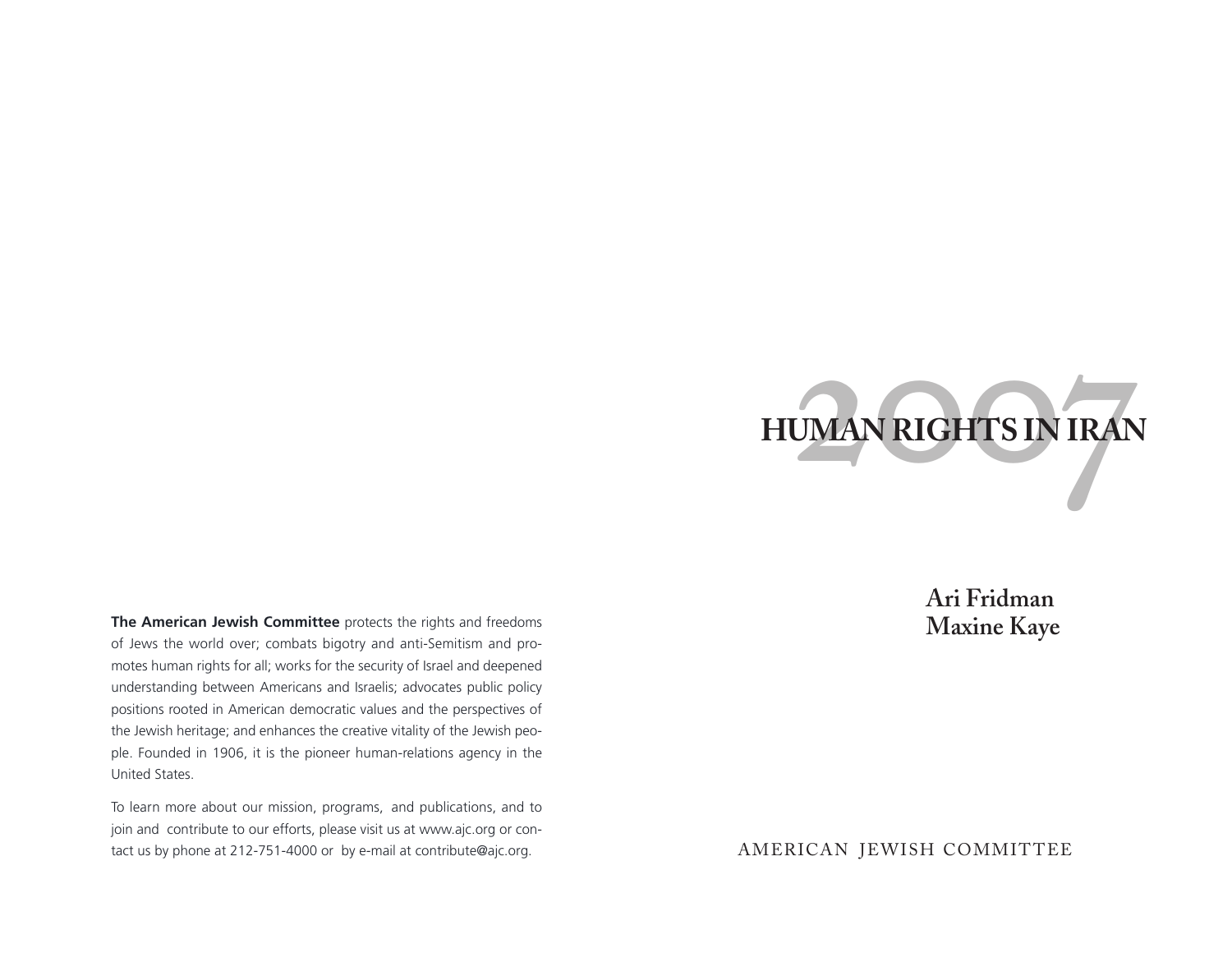# 2007 HUMAN RIGHTS IN IRAN

**Ari Fridman**
**Maxine Kaye**

AMERICAN JEWISH COMMITTEE

**The American Jewish Committee** protects the rights and freedoms of Jews the world over; combats bigotry and anti-Semitism and promotes human rights for all; works for the security of Israel and deepened understanding between Americans and Israelis; advocates public policy positions rooted in American democratic values and the perspectives of the Jewish heritage; and enhances the creative vitality of the Jewish people. Founded in 1906, it is the pioneer human-relations agency in the United States.

To learn more about our mission, programs, and publications, and to join and contribute to our efforts, please visit us at www.ajc.org or contact us by phone at 212-751-4000 or by e-mail at contribute@ajc.org.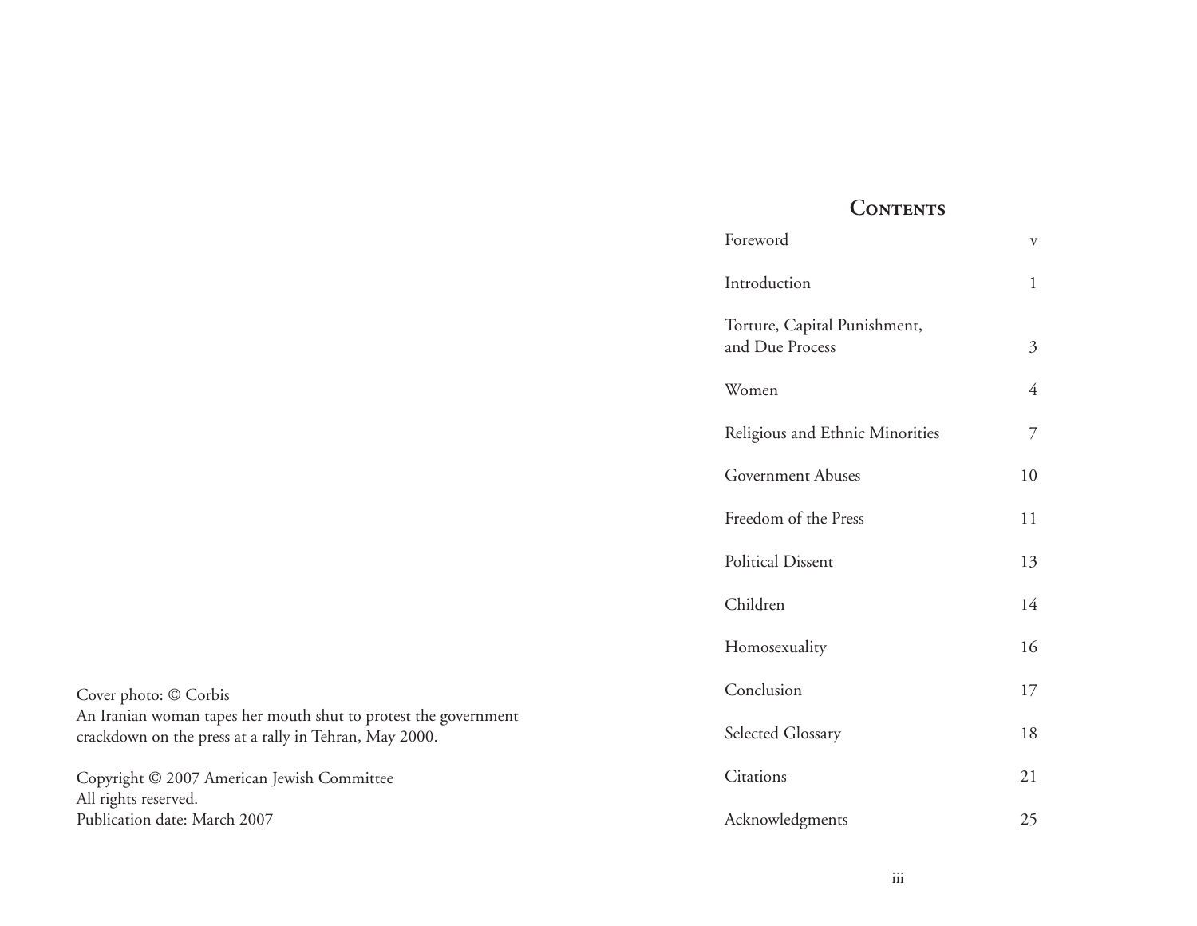Cover photo: © Corbis
An Iranian woman tapes her mouth shut to protest the government crackdown on the press at a rally in Tehran, May 2000.

Copyright © 2007 American Jewish Committee
All rights reserved.
Publication date: March 2007

## Contents

| | |
|---|---|
| Foreword | v |
| Introduction | 1 |
| Torture, Capital Punishment, and Due Process | 3 |
| Women | 4 |
| Religious and Ethnic Minorities | 7 |
| Government Abuses | 10 |
| Freedom of the Press | 11 |
| Political Dissent | 13 |
| Children | 14 |
| Homosexuality | 16 |
| Conclusion | 17 |
| Selected Glossary | 18 |
| Citations | 21 |
| Acknowledgments | 25 |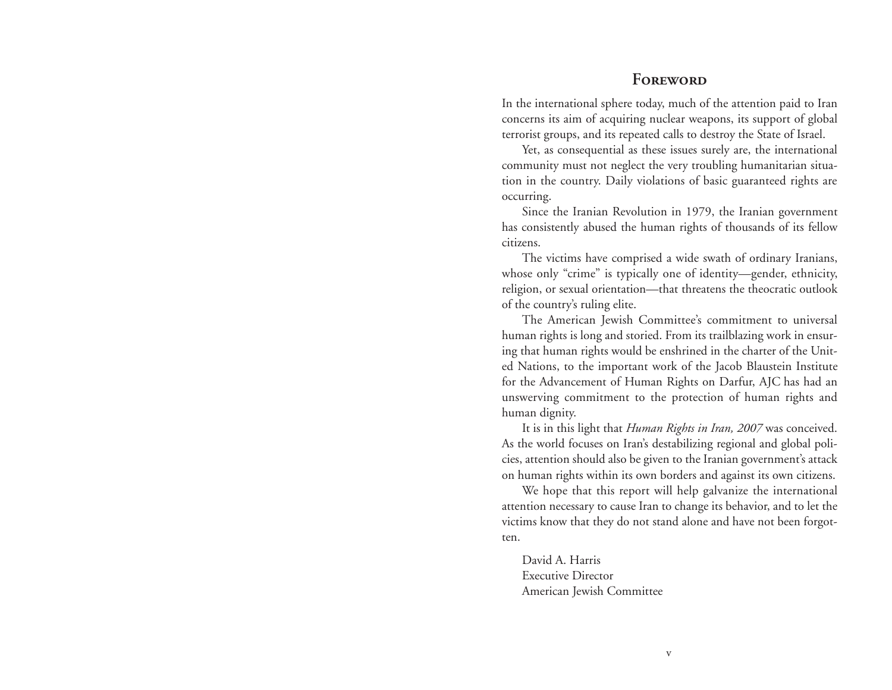# Foreword

In the international sphere today, much of the attention paid to Iran concerns its aim of acquiring nuclear weapons, its support of global terrorist groups, and its repeated calls to destroy the State of Israel.

Yet, as consequential as these issues surely are, the international community must not neglect the very troubling humanitarian situation in the country. Daily violations of basic guaranteed rights are occurring.

Since the Iranian Revolution in 1979, the Iranian government has consistently abused the human rights of thousands of its fellow citizens.

The victims have comprised a wide swath of ordinary Iranians, whose only "crime" is typically one of identity—gender, ethnicity, religion, or sexual orientation—that threatens the theocratic outlook of the country's ruling elite.

The American Jewish Committee's commitment to universal human rights is long and storied. From its trailblazing work in ensuring that human rights would be enshrined in the charter of the United Nations, to the important work of the Jacob Blaustein Institute for the Advancement of Human Rights on Darfur, AJC has had an unswerving commitment to the protection of human rights and human dignity.

It is in this light that *Human Rights in Iran, 2007* was conceived. As the world focuses on Iran's destabilizing regional and global policies, attention should also be given to the Iranian government's attack on human rights within its own borders and against its own citizens.

We hope that this report will help galvanize the international attention necessary to cause Iran to change its behavior, and to let the victims know that they do not stand alone and have not been forgotten.

David A. Harris
Executive Director
American Jewish Committee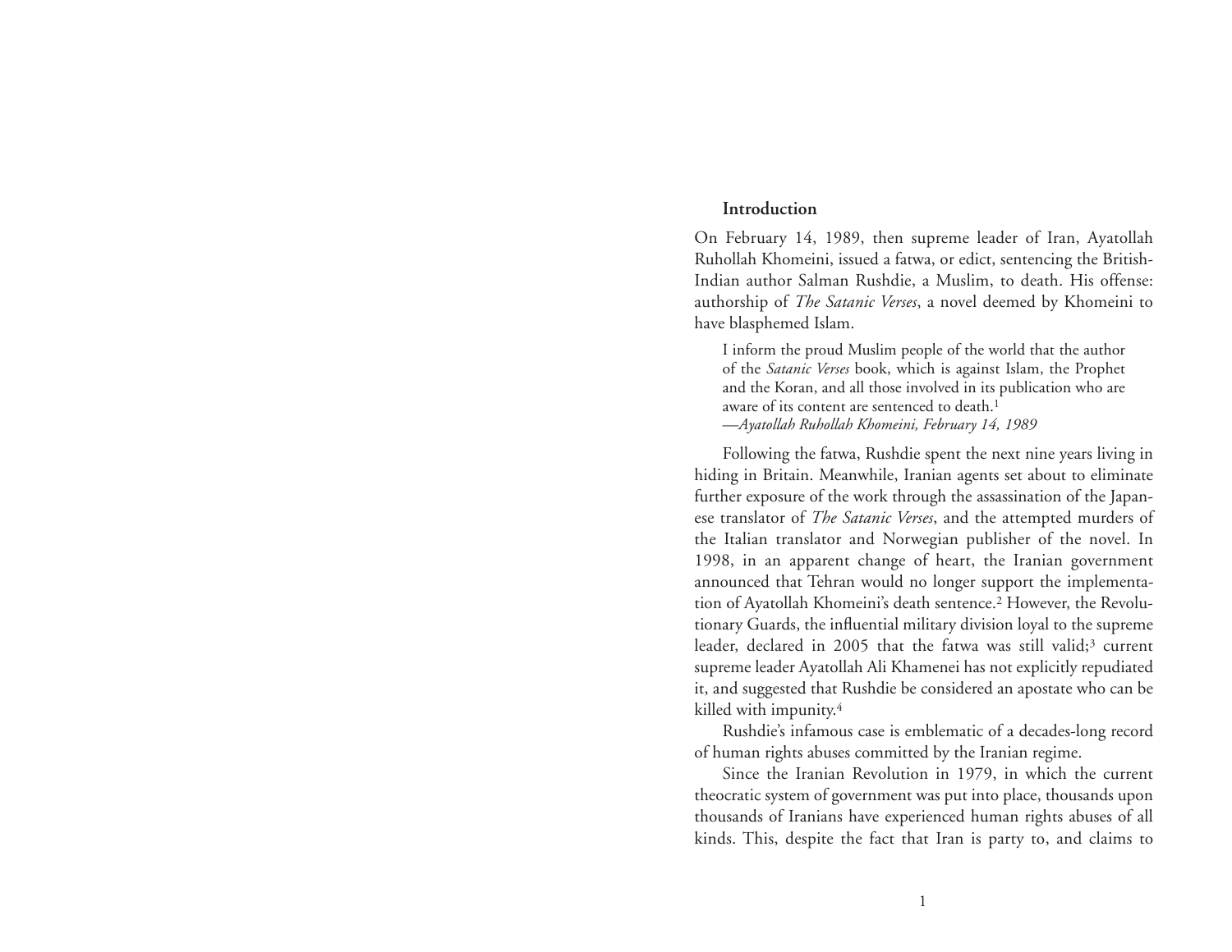## Introduction

On February 14, 1989, then supreme leader of Iran, Ayatollah Ruhollah Khomeini, issued a fatwa, or edict, sentencing the British-Indian author Salman Rushdie, a Muslim, to death. His offense: authorship of *The Satanic Verses*, a novel deemed by Khomeini to have blasphemed Islam.

> I inform the proud Muslim people of the world that the author of the *Satanic Verses* book, which is against Islam, the Prophet and the Koran, and all those involved in its publication who are aware of its content are sentenced to death.[1]
> —*Ayatollah Ruhollah Khomeini, February 14, 1989*

Following the fatwa, Rushdie spent the next nine years living in hiding in Britain. Meanwhile, Iranian agents set about to eliminate further exposure of the work through the assassination of the Japanese translator of *The Satanic Verses*, and the attempted murders of the Italian translator and Norwegian publisher of the novel. In 1998, in an apparent change of heart, the Iranian government announced that Tehran would no longer support the implementation of Ayatollah Khomeini's death sentence.[2] However, the Revolutionary Guards, the influential military division loyal to the supreme leader, declared in 2005 that the fatwa was still valid;[3] current supreme leader Ayatollah Ali Khamenei has not explicitly repudiated it, and suggested that Rushdie be considered an apostate who can be killed with impunity.[4]

Rushdie's infamous case is emblematic of a decades-long record of human rights abuses committed by the Iranian regime.

Since the Iranian Revolution in 1979, in which the current theocratic system of government was put into place, thousands upon thousands of Iranians have experienced human rights abuses of all kinds. This, despite the fact that Iran is party to, and claims to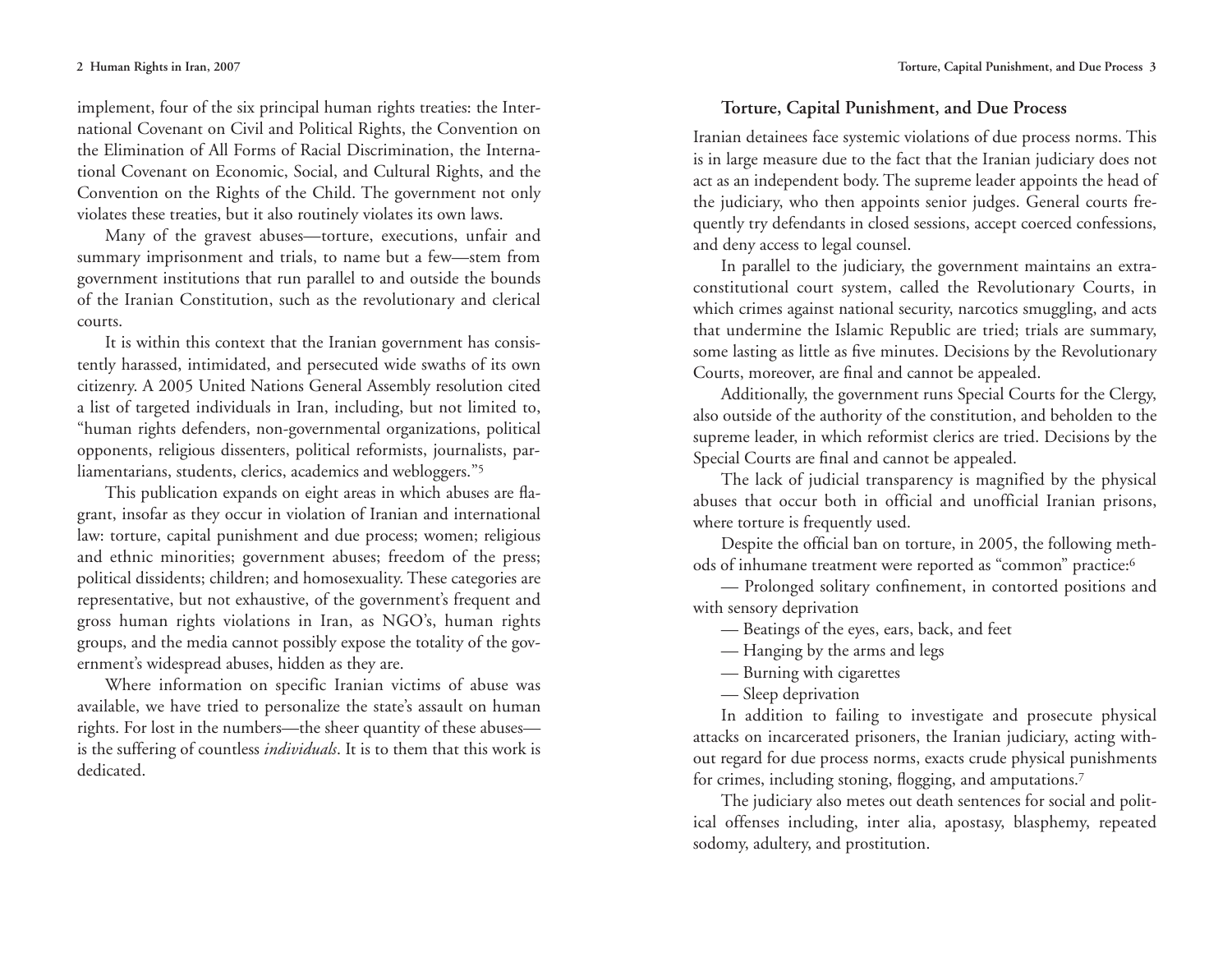implement, four of the six principal human rights treaties: the International Covenant on Civil and Political Rights, the Convention on the Elimination of All Forms of Racial Discrimination, the International Covenant on Economic, Social, and Cultural Rights, and the Convention on the Rights of the Child. The government not only violates these treaties, but it also routinely violates its own laws.

Many of the gravest abuses—torture, executions, unfair and summary imprisonment and trials, to name but a few—stem from government institutions that run parallel to and outside the bounds of the Iranian Constitution, such as the revolutionary and clerical courts.

It is within this context that the Iranian government has consistently harassed, intimidated, and persecuted wide swaths of its own citizenry. A 2005 United Nations General Assembly resolution cited a list of targeted individuals in Iran, including, but not limited to, "human rights defenders, non-governmental organizations, political opponents, religious dissenters, political reformists, journalists, parliamentarians, students, clerics, academics and webloggers."[5]

This publication expands on eight areas in which abuses are flagrant, insofar as they occur in violation of Iranian and international law: torture, capital punishment and due process; women; religious and ethnic minorities; government abuses; freedom of the press; political dissidents; children; and homosexuality. These categories are representative, but not exhaustive, of the government's frequent and gross human rights violations in Iran, as NGO's, human rights groups, and the media cannot possibly expose the totality of the government's widespread abuses, hidden as they are.

Where information on specific Iranian victims of abuse was available, we have tried to personalize the state's assault on human rights. For lost in the numbers—the sheer quantity of these abuses—is the suffering of countless *individuals*. It is to them that this work is dedicated.

## Torture, Capital Punishment, and Due Process

Iranian detainees face systemic violations of due process norms. This is in large measure due to the fact that the Iranian judiciary does not act as an independent body. The supreme leader appoints the head of the judiciary, who then appoints senior judges. General courts frequently try defendants in closed sessions, accept coerced confessions, and deny access to legal counsel.

In parallel to the judiciary, the government maintains an extra-constitutional court system, called the Revolutionary Courts, in which crimes against national security, narcotics smuggling, and acts that undermine the Islamic Republic are tried; trials are summary, some lasting as little as five minutes. Decisions by the Revolutionary Courts, moreover, are final and cannot be appealed.

Additionally, the government runs Special Courts for the Clergy, also outside of the authority of the constitution, and beholden to the supreme leader, in which reformist clerics are tried. Decisions by the Special Courts are final and cannot be appealed.

The lack of judicial transparency is magnified by the physical abuses that occur both in official and unofficial Iranian prisons, where torture is frequently used.

Despite the official ban on torture, in 2005, the following methods of inhumane treatment were reported as "common" practice:[6]

— Prolonged solitary confinement, in contorted positions and with sensory deprivation

— Beatings of the eyes, ears, back, and feet

— Hanging by the arms and legs

— Burning with cigarettes

— Sleep deprivation

In addition to failing to investigate and prosecute physical attacks on incarcerated prisoners, the Iranian judiciary, acting without regard for due process norms, exacts crude physical punishments for crimes, including stoning, flogging, and amputations.[7]

The judiciary also metes out death sentences for social and political offenses including, inter alia, apostasy, blasphemy, repeated sodomy, adultery, and prostitution.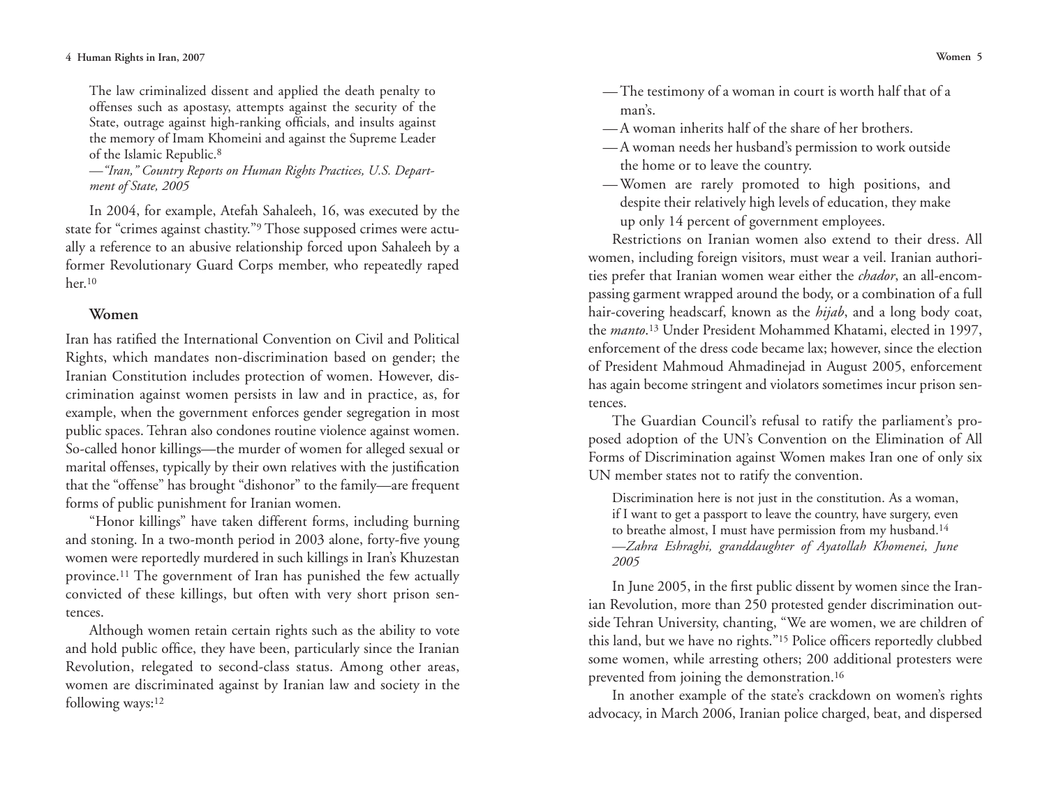The law criminalized dissent and applied the death penalty to offenses such as apostasy, attempts against the security of the State, outrage against high-ranking officials, and insults against the memory of Imam Khomeini and against the Supreme Leader of the Islamic Republic.[8]

*—"Iran," Country Reports on Human Rights Practices, U.S. Department of State, 2005*

In 2004, for example, Atefah Sahaleeh, 16, was executed by the state for "crimes against chastity."[9] Those supposed crimes were actually a reference to an abusive relationship forced upon Sahaleeh by a former Revolutionary Guard Corps member, who repeatedly raped her.[10]

### Women

Iran has ratified the International Convention on Civil and Political Rights, which mandates non-discrimination based on gender; the Iranian Constitution includes protection of women. However, discrimination against women persists in law and in practice, as, for example, when the government enforces gender segregation in most public spaces. Tehran also condones routine violence against women. So-called honor killings—the murder of women for alleged sexual or marital offenses, typically by their own relatives with the justification that the "offense" has brought "dishonor" to the family—are frequent forms of public punishment for Iranian women.

"Honor killings" have taken different forms, including burning and stoning. In a two-month period in 2003 alone, forty-five young women were reportedly murdered in such killings in Iran's Khuzestan province.[11] The government of Iran has punished the few actually convicted of these killings, but often with very short prison sentences.

Although women retain certain rights such as the ability to vote and hold public office, they have been, particularly since the Iranian Revolution, relegated to second-class status. Among other areas, women are discriminated against by Iranian law and society in the following ways:[12]

- The testimony of a woman in court is worth half that of a man's.
- A woman inherits half of the share of her brothers.
- A woman needs her husband's permission to work outside the home or to leave the country.
- Women are rarely promoted to high positions, and despite their relatively high levels of education, they make up only 14 percent of government employees.

Restrictions on Iranian women also extend to their dress. All women, including foreign visitors, must wear a veil. Iranian authorities prefer that Iranian women wear either the *chador*, an all-encompassing garment wrapped around the body, or a combination of a full hair-covering headscarf, known as the *hijab*, and a long body coat, the *manto*.[13] Under President Mohammed Khatami, elected in 1997, enforcement of the dress code became lax; however, since the election of President Mahmoud Ahmadinejad in August 2005, enforcement has again become stringent and violators sometimes incur prison sentences.

The Guardian Council's refusal to ratify the parliament's proposed adoption of the UN's Convention on the Elimination of All Forms of Discrimination against Women makes Iran one of only six UN member states not to ratify the convention.

Discrimination here is not just in the constitution. As a woman, if I want to get a passport to leave the country, have surgery, even to breathe almost, I must have permission from my husband.[14]

*—Zahra Eshraghi, granddaughter of Ayatollah Khomenei, June 2005*

In June 2005, in the first public dissent by women since the Iranian Revolution, more than 250 protested gender discrimination outside Tehran University, chanting, "We are women, we are children of this land, but we have no rights."[15] Police officers reportedly clubbed some women, while arresting others; 200 additional protesters were prevented from joining the demonstration.[16]

In another example of the state's crackdown on women's rights advocacy, in March 2006, Iranian police charged, beat, and dispersed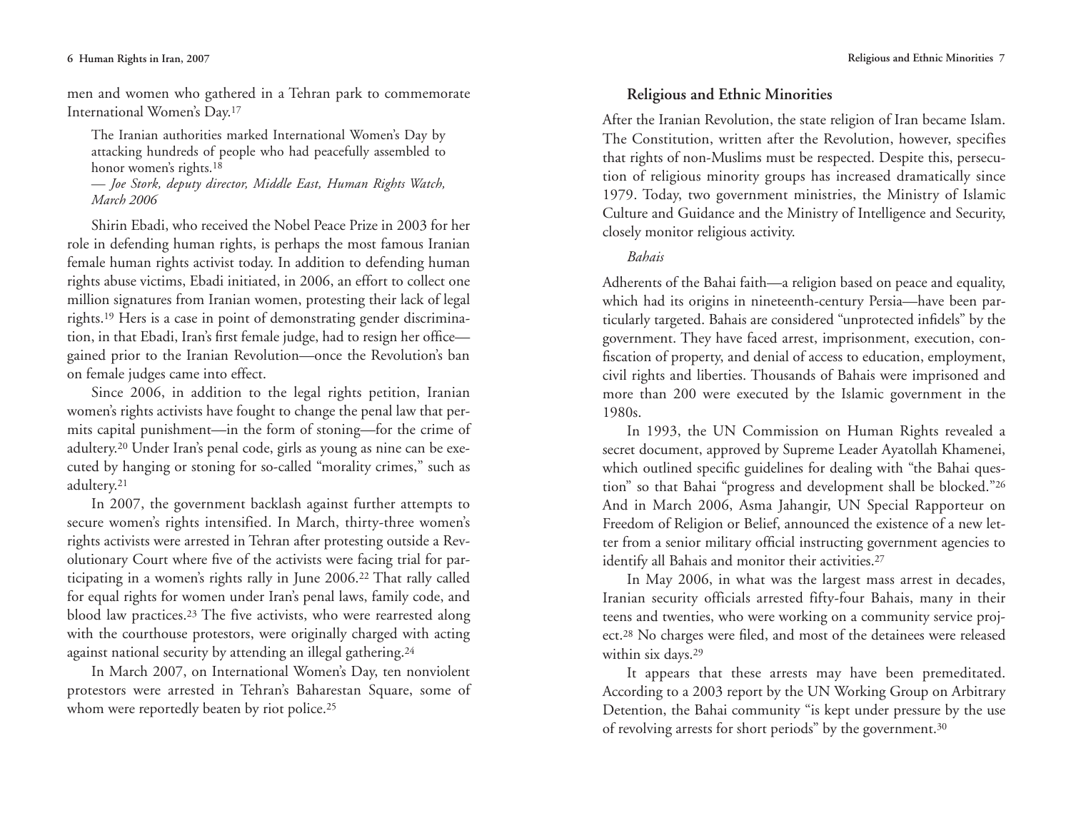men and women who gathered in a Tehran park to commemorate International Women's Day.[17]

> The Iranian authorities marked International Women's Day by attacking hundreds of people who had peacefully assembled to honor women's rights.[18]
>
> — *Joe Stork, deputy director, Middle East, Human Rights Watch, March 2006*

Shirin Ebadi, who received the Nobel Peace Prize in 2003 for her role in defending human rights, is perhaps the most famous Iranian female human rights activist today. In addition to defending human rights abuse victims, Ebadi initiated, in 2006, an effort to collect one million signatures from Iranian women, protesting their lack of legal rights.[19] Hers is a case in point of demonstrating gender discrimination, in that Ebadi, Iran's first female judge, had to resign her office—gained prior to the Iranian Revolution—once the Revolution's ban on female judges came into effect.

Since 2006, in addition to the legal rights petition, Iranian women's rights activists have fought to change the penal law that permits capital punishment—in the form of stoning—for the crime of adultery.[20] Under Iran's penal code, girls as young as nine can be executed by hanging or stoning for so-called "morality crimes," such as adultery.[21]

In 2007, the government backlash against further attempts to secure women's rights intensified. In March, thirty-three women's rights activists were arrested in Tehran after protesting outside a Revolutionary Court where five of the activists were facing trial for participating in a women's rights rally in June 2006.[22] That rally called for equal rights for women under Iran's penal laws, family code, and blood law practices.[23] The five activists, who were rearrested along with the courthouse protestors, were originally charged with acting against national security by attending an illegal gathering.[24]

In March 2007, on International Women's Day, ten nonviolent protestors were arrested in Tehran's Baharestan Square, some of whom were reportedly beaten by riot police.[25]

## Religious and Ethnic Minorities

After the Iranian Revolution, the state religion of Iran became Islam. The Constitution, written after the Revolution, however, specifies that rights of non-Muslims must be respected. Despite this, persecution of religious minority groups has increased dramatically since 1979. Today, two government ministries, the Ministry of Islamic Culture and Guidance and the Ministry of Intelligence and Security, closely monitor religious activity.

### *Bahais*

Adherents of the Bahai faith—a religion based on peace and equality, which had its origins in nineteenth-century Persia—have been particularly targeted. Bahais are considered "unprotected infidels" by the government. They have faced arrest, imprisonment, execution, confiscation of property, and denial of access to education, employment, civil rights and liberties. Thousands of Bahais were imprisoned and more than 200 were executed by the Islamic government in the 1980s.

In 1993, the UN Commission on Human Rights revealed a secret document, approved by Supreme Leader Ayatollah Khamenei, which outlined specific guidelines for dealing with "the Bahai question" so that Bahai "progress and development shall be blocked."[26] And in March 2006, Asma Jahangir, UN Special Rapporteur on Freedom of Religion or Belief, announced the existence of a new letter from a senior military official instructing government agencies to identify all Bahais and monitor their activities.[27]

In May 2006, in what was the largest mass arrest in decades, Iranian security officials arrested fifty-four Bahais, many in their teens and twenties, who were working on a community service project.[28] No charges were filed, and most of the detainees were released within six days.[29]

It appears that these arrests may have been premeditated. According to a 2003 report by the UN Working Group on Arbitrary Detention, the Bahai community "is kept under pressure by the use of revolving arrests for short periods" by the government.[30]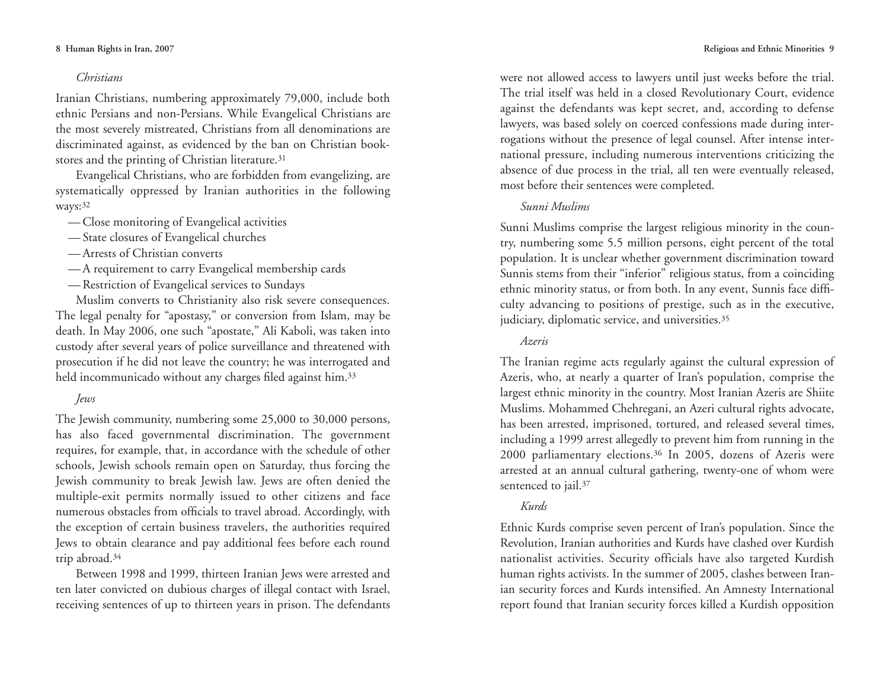### *Christians*

Iranian Christians, numbering approximately 79,000, include both ethnic Persians and non-Persians. While Evangelical Christians are the most severely mistreated, Christians from all denominations are discriminated against, as evidenced by the ban on Christian bookstores and the printing of Christian literature.[31]

Evangelical Christians, who are forbidden from evangelizing, are systematically oppressed by Iranian authorities in the following ways:[32]

- Close monitoring of Evangelical activities
- State closures of Evangelical churches
- Arrests of Christian converts
- A requirement to carry Evangelical membership cards
- Restriction of Evangelical services to Sundays

Muslim converts to Christianity also risk severe consequences. The legal penalty for "apostasy," or conversion from Islam, may be death. In May 2006, one such "apostate," Ali Kaboli, was taken into custody after several years of police surveillance and threatened with prosecution if he did not leave the country; he was interrogated and held incommunicado without any charges filed against him.[33]

### *Jews*

The Jewish community, numbering some 25,000 to 30,000 persons, has also faced governmental discrimination. The government requires, for example, that, in accordance with the schedule of other schools, Jewish schools remain open on Saturday, thus forcing the Jewish community to break Jewish law. Jews are often denied the multiple-exit permits normally issued to other citizens and face numerous obstacles from officials to travel abroad. Accordingly, with the exception of certain business travelers, the authorities required Jews to obtain clearance and pay additional fees before each round trip abroad.[34]

Between 1998 and 1999, thirteen Iranian Jews were arrested and ten later convicted on dubious charges of illegal contact with Israel, receiving sentences of up to thirteen years in prison. The defendants were not allowed access to lawyers until just weeks before the trial. The trial itself was held in a closed Revolutionary Court, evidence against the defendants was kept secret, and, according to defense lawyers, was based solely on coerced confessions made during interrogations without the presence of legal counsel. After intense international pressure, including numerous interventions criticizing the absence of due process in the trial, all ten were eventually released, most before their sentences were completed.

### *Sunni Muslims*

Sunni Muslims comprise the largest religious minority in the country, numbering some 5.5 million persons, eight percent of the total population. It is unclear whether government discrimination toward Sunnis stems from their "inferior" religious status, from a coinciding ethnic minority status, or from both. In any event, Sunnis face difficulty advancing to positions of prestige, such as in the executive, judiciary, diplomatic service, and universities.[35]

### *Azeris*

The Iranian regime acts regularly against the cultural expression of Azeris, who, at nearly a quarter of Iran's population, comprise the largest ethnic minority in the country. Most Iranian Azeris are Shiite Muslims. Mohammed Chehregani, an Azeri cultural rights advocate, has been arrested, imprisoned, tortured, and released several times, including a 1999 arrest allegedly to prevent him from running in the 2000 parliamentary elections.[36] In 2005, dozens of Azeris were arrested at an annual cultural gathering, twenty-one of whom were sentenced to jail.[37]

### *Kurds*

Ethnic Kurds comprise seven percent of Iran's population. Since the Revolution, Iranian authorities and Kurds have clashed over Kurdish nationalist activities. Security officials have also targeted Kurdish human rights activists. In the summer of 2005, clashes between Iranian security forces and Kurds intensified. An Amnesty International report found that Iranian security forces killed a Kurdish opposition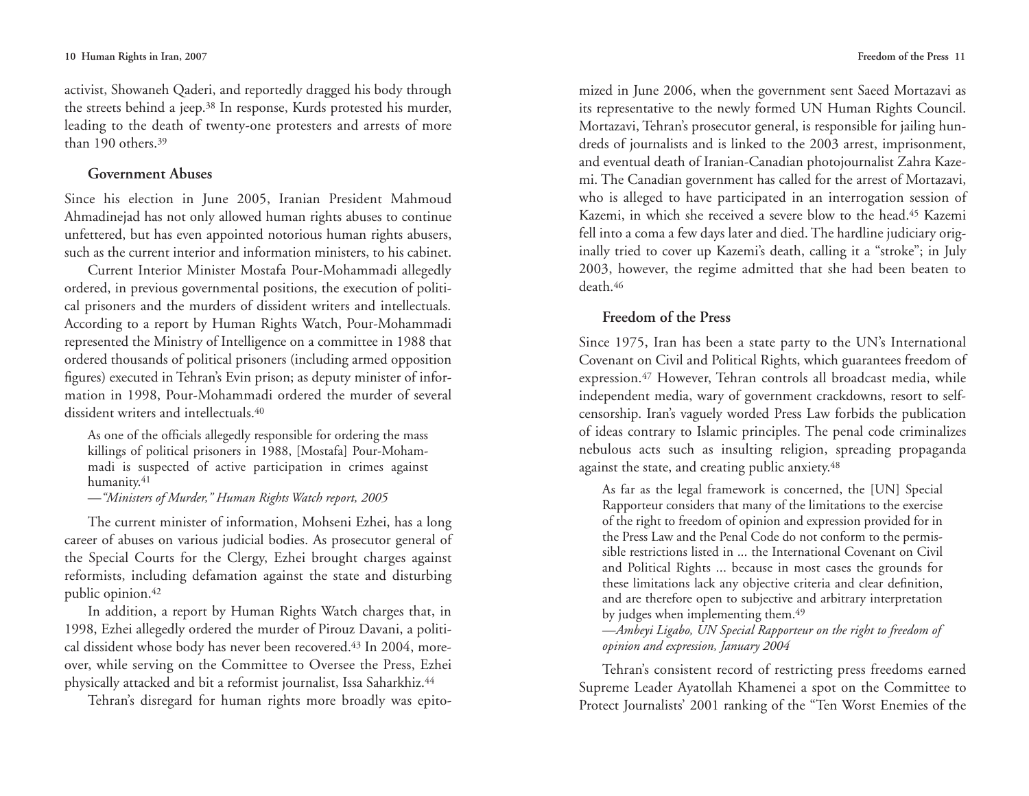activist, Showaneh Qaderi, and reportedly dragged his body through the streets behind a jeep.[38] In response, Kurds protested his murder, leading to the death of twenty-one protesters and arrests of more than 190 others.[39]

### Government Abuses

Since his election in June 2005, Iranian President Mahmoud Ahmadinejad has not only allowed human rights abuses to continue unfettered, but has even appointed notorious human rights abusers, such as the current interior and information ministers, to his cabinet.

Current Interior Minister Mostafa Pour-Mohammadi allegedly ordered, in previous governmental positions, the execution of political prisoners and the murders of dissident writers and intellectuals. According to a report by Human Rights Watch, Pour-Mohammadi represented the Ministry of Intelligence on a committee in 1988 that ordered thousands of political prisoners (including armed opposition figures) executed in Tehran's Evin prison; as deputy minister of information in 1998, Pour-Mohammadi ordered the murder of several dissident writers and intellectuals.[40]

> As one of the officials allegedly responsible for ordering the mass killings of political prisoners in 1988, [Mostafa] Pour-Mohammadi is suspected of active participation in crimes against humanity.[41]
>
> —*"Ministers of Murder," Human Rights Watch report, 2005*

The current minister of information, Mohseni Ezhei, has a long career of abuses on various judicial bodies. As prosecutor general of the Special Courts for the Clergy, Ezhei brought charges against reformists, including defamation against the state and disturbing public opinion.[42]

In addition, a report by Human Rights Watch charges that, in 1998, Ezhei allegedly ordered the murder of Pirouz Davani, a political dissident whose body has never been recovered.[43] In 2004, moreover, while serving on the Committee to Oversee the Press, Ezhei physically attacked and bit a reformist journalist, Issa Saharkhiz.[44]

Tehran's disregard for human rights more broadly was epitomized in June 2006, when the government sent Saeed Mortazavi as its representative to the newly formed UN Human Rights Council. Mortazavi, Tehran's prosecutor general, is responsible for jailing hundreds of journalists and is linked to the 2003 arrest, imprisonment, and eventual death of Iranian-Canadian photojournalist Zahra Kazemi. The Canadian government has called for the arrest of Mortazavi, who is alleged to have participated in an interrogation session of Kazemi, in which she received a severe blow to the head.[45] Kazemi fell into a coma a few days later and died. The hardline judiciary originally tried to cover up Kazemi's death, calling it a "stroke"; in July 2003, however, the regime admitted that she had been beaten to death.[46]

### Freedom of the Press

Since 1975, Iran has been a state party to the UN's International Covenant on Civil and Political Rights, which guarantees freedom of expression.[47] However, Tehran controls all broadcast media, while independent media, wary of government crackdowns, resort to self-censorship. Iran's vaguely worded Press Law forbids the publication of ideas contrary to Islamic principles. The penal code criminalizes nebulous acts such as insulting religion, spreading propaganda against the state, and creating public anxiety.[48]

> As far as the legal framework is concerned, the [UN] Special Rapporteur considers that many of the limitations to the exercise of the right to freedom of opinion and expression provided for in the Press Law and the Penal Code do not conform to the permissible restrictions listed in ... the International Covenant on Civil and Political Rights ... because in most cases the grounds for these limitations lack any objective criteria and clear definition, and are therefore open to subjective and arbitrary interpretation by judges when implementing them.[49]
>
> —*Ambeyi Ligabo, UN Special Rapporteur on the right to freedom of opinion and expression, January 2004*

Tehran's consistent record of restricting press freedoms earned Supreme Leader Ayatollah Khamenei a spot on the Committee to Protect Journalists' 2001 ranking of the "Ten Worst Enemies of the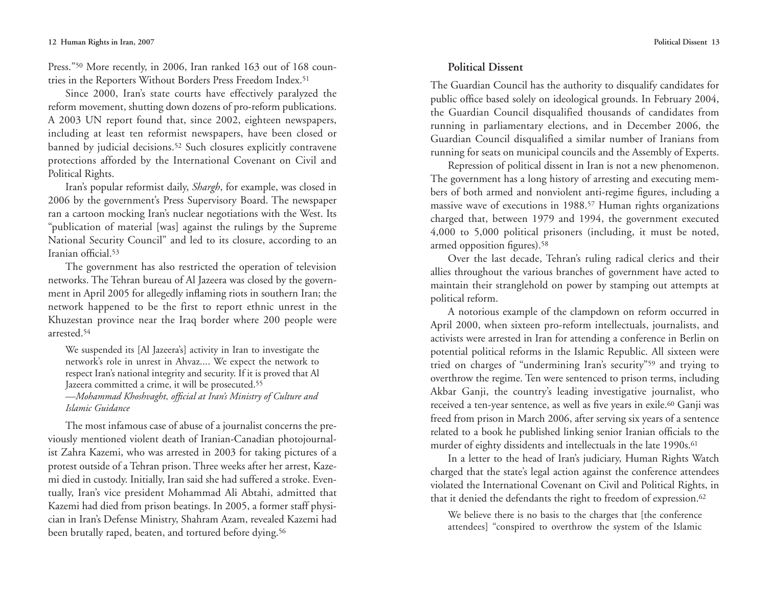Press."[50] More recently, in 2006, Iran ranked 163 out of 168 countries in the Reporters Without Borders Press Freedom Index.[51]

Since 2000, Iran's state courts have effectively paralyzed the reform movement, shutting down dozens of pro-reform publications. A 2003 UN report found that, since 2002, eighteen newspapers, including at least ten reformist newspapers, have been closed or banned by judicial decisions.[52] Such closures explicitly contravene protections afforded by the International Covenant on Civil and Political Rights.

Iran's popular reformist daily, *Shargh*, for example, was closed in 2006 by the government's Press Supervisory Board. The newspaper ran a cartoon mocking Iran's nuclear negotiations with the West. Its "publication of material [was] against the rulings by the Supreme National Security Council" and led to its closure, according to an Iranian official.[53]

The government has also restricted the operation of television networks. The Tehran bureau of Al Jazeera was closed by the government in April 2005 for allegedly inflaming riots in southern Iran; the network happened to be the first to report ethnic unrest in the Khuzestan province near the Iraq border where 200 people were arrested.[54]

> We suspended its [Al Jazeera's] activity in Iran to investigate the network's role in unrest in Ahvaz.... We expect the network to respect Iran's national integrity and security. If it is proved that Al Jazeera committed a crime, it will be prosecuted.[55]
>
> —*Mohammad Khoshvaght, official at Iran's Ministry of Culture and Islamic Guidance*

The most infamous case of abuse of a journalist concerns the previously mentioned violent death of Iranian-Canadian photojournalist Zahra Kazemi, who was arrested in 2003 for taking pictures of a protest outside of a Tehran prison. Three weeks after her arrest, Kazemi died in custody. Initially, Iran said she had suffered a stroke. Eventually, Iran's vice president Mohammad Ali Abtahi, admitted that Kazemi had died from prison beatings. In 2005, a former staff physician in Iran's Defense Ministry, Shahram Azam, revealed Kazemi had been brutally raped, beaten, and tortured before dying.[56]

## Political Dissent

The Guardian Council has the authority to disqualify candidates for public office based solely on ideological grounds. In February 2004, the Guardian Council disqualified thousands of candidates from running in parliamentary elections, and in December 2006, the Guardian Council disqualified a similar number of Iranians from running for seats on municipal councils and the Assembly of Experts.

Repression of political dissent in Iran is not a new phenomenon. The government has a long history of arresting and executing members of both armed and nonviolent anti-regime figures, including a massive wave of executions in 1988.[57] Human rights organizations charged that, between 1979 and 1994, the government executed 4,000 to 5,000 political prisoners (including, it must be noted, armed opposition figures).[58]

Over the last decade, Tehran's ruling radical clerics and their allies throughout the various branches of government have acted to maintain their stranglehold on power by stamping out attempts at political reform.

A notorious example of the clampdown on reform occurred in April 2000, when sixteen pro-reform intellectuals, journalists, and activists were arrested in Iran for attending a conference in Berlin on potential political reforms in the Islamic Republic. All sixteen were tried on charges of "undermining Iran's security"[59] and trying to overthrow the regime. Ten were sentenced to prison terms, including Akbar Ganji, the country's leading investigative journalist, who received a ten-year sentence, as well as five years in exile.[60] Ganji was freed from prison in March 2006, after serving six years of a sentence related to a book he published linking senior Iranian officials to the murder of eighty dissidents and intellectuals in the late 1990s.[61]

In a letter to the head of Iran's judiciary, Human Rights Watch charged that the state's legal action against the conference attendees violated the International Covenant on Civil and Political Rights, in that it denied the defendants the right to freedom of expression.[62]

> We believe there is no basis to the charges that [the conference attendees] "conspired to overthrow the system of the Islamic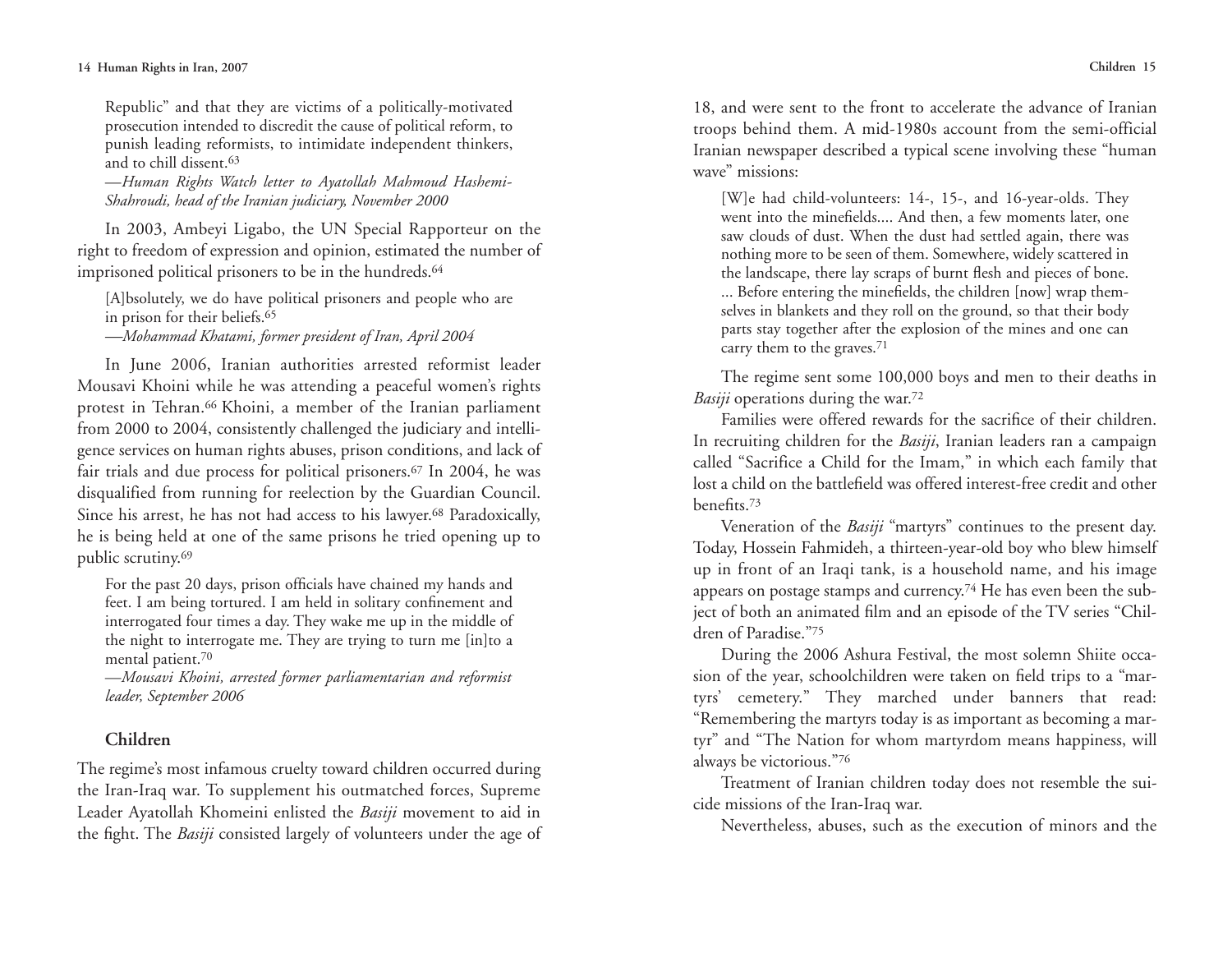> Republic" and that they are victims of a politically-motivated prosecution intended to discredit the cause of political reform, to punish leading reformists, to intimidate independent thinkers, and to chill dissent.[63]
>
> —*Human Rights Watch letter to Ayatollah Mahmoud Hashemi-Shahroudi, head of the Iranian judiciary, November 2000*

In 2003, Ambeyi Ligabo, the UN Special Rapporteur on the right to freedom of expression and opinion, estimated the number of imprisoned political prisoners to be in the hundreds.[64]

> [A]bsolutely, we do have political prisoners and people who are in prison for their beliefs.[65]
>
> —*Mohammad Khatami, former president of Iran, April 2004*

In June 2006, Iranian authorities arrested reformist leader Mousavi Khoini while he was attending a peaceful women's rights protest in Tehran.[66] Khoini, a member of the Iranian parliament from 2000 to 2004, consistently challenged the judiciary and intelligence services on human rights abuses, prison conditions, and lack of fair trials and due process for political prisoners.[67] In 2004, he was disqualified from running for reelection by the Guardian Council. Since his arrest, he has not had access to his lawyer.[68] Paradoxically, he is being held at one of the same prisons he tried opening up to public scrutiny.[69]

> For the past 20 days, prison officials have chained my hands and feet. I am being tortured. I am held in solitary confinement and interrogated four times a day. They wake me up in the middle of the night to interrogate me. They are trying to turn me [in]to a mental patient.[70]
>
> —*Mousavi Khoini, arrested former parliamentarian and reformist leader, September 2006*

## Children

The regime's most infamous cruelty toward children occurred during the Iran-Iraq war. To supplement his outmatched forces, Supreme Leader Ayatollah Khomeini enlisted the *Basiji* movement to aid in the fight. The *Basiji* consisted largely of volunteers under the age of 18, and were sent to the front to accelerate the advance of Iranian troops behind them. A mid-1980s account from the semi-official Iranian newspaper described a typical scene involving these "human wave" missions:

> [W]e had child-volunteers: 14-, 15-, and 16-year-olds. They went into the minefields.... And then, a few moments later, one saw clouds of dust. When the dust had settled again, there was nothing more to be seen of them. Somewhere, widely scattered in the landscape, there lay scraps of burnt flesh and pieces of bone. ... Before entering the minefields, the children [now] wrap themselves in blankets and they roll on the ground, so that their body parts stay together after the explosion of the mines and one can carry them to the graves.[71]

The regime sent some 100,000 boys and men to their deaths in *Basiji* operations during the war.[72]

Families were offered rewards for the sacrifice of their children. In recruiting children for the *Basiji*, Iranian leaders ran a campaign called "Sacrifice a Child for the Imam," in which each family that lost a child on the battlefield was offered interest-free credit and other benefits.[73]

Veneration of the *Basiji* "martyrs" continues to the present day. Today, Hossein Fahmideh, a thirteen-year-old boy who blew himself up in front of an Iraqi tank, is a household name, and his image appears on postage stamps and currency.[74] He has even been the subject of both an animated film and an episode of the TV series "Children of Paradise."[75]

During the 2006 Ashura Festival, the most solemn Shiite occasion of the year, schoolchildren were taken on field trips to a "martyrs' cemetery." They marched under banners that read: "Remembering the martyrs today is as important as becoming a martyr" and "The Nation for whom martyrdom means happiness, will always be victorious."[76]

Treatment of Iranian children today does not resemble the suicide missions of the Iran-Iraq war.

Nevertheless, abuses, such as the execution of minors and the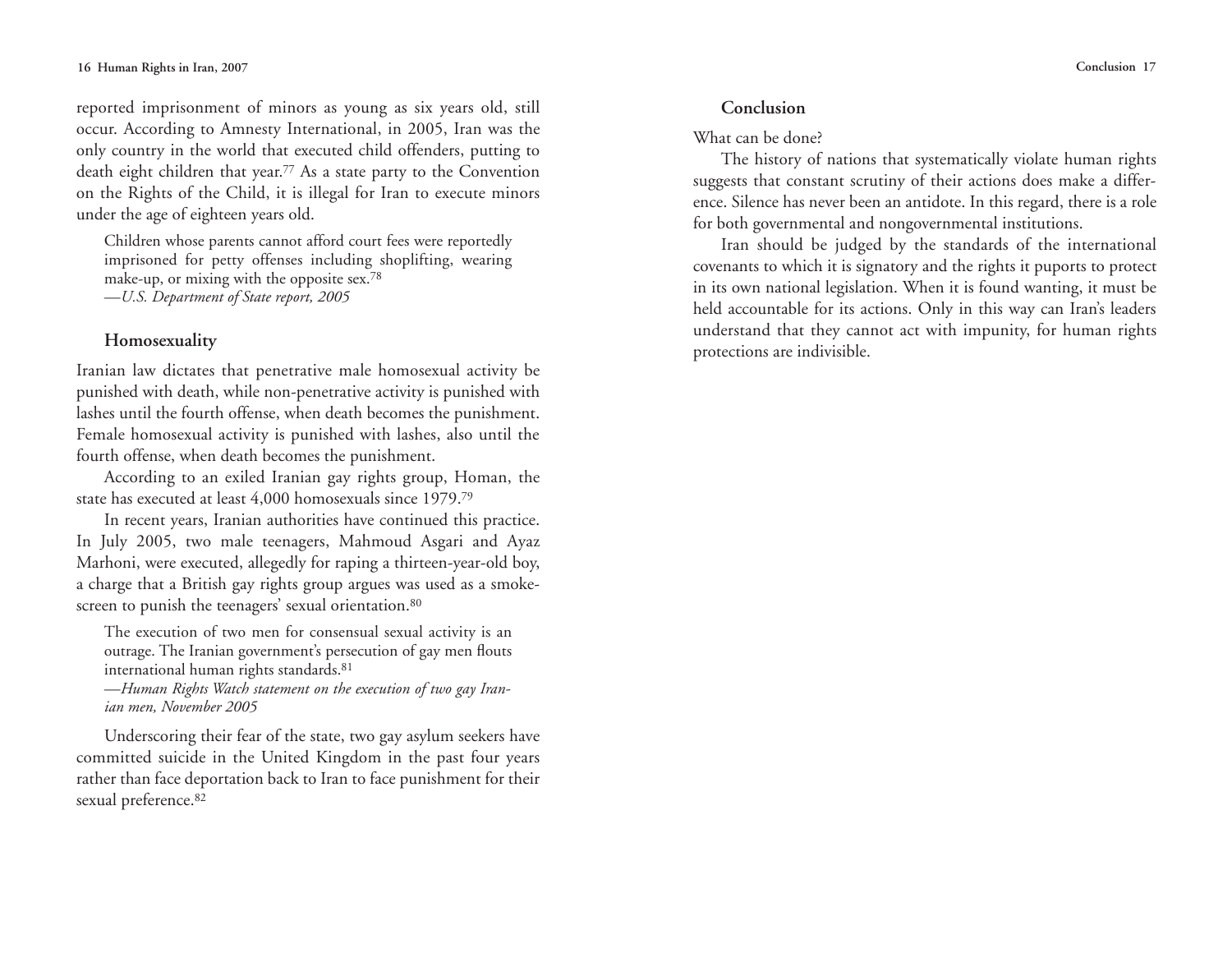reported imprisonment of minors as young as six years old, still occur. According to Amnesty International, in 2005, Iran was the only country in the world that executed child offenders, putting to death eight children that year.[77] As a state party to the Convention on the Rights of the Child, it is illegal for Iran to execute minors under the age of eighteen years old.

> Children whose parents cannot afford court fees were reportedly imprisoned for petty offenses including shoplifting, wearing make-up, or mixing with the opposite sex.[78]
> —*U.S. Department of State report, 2005*

### Homosexuality

Iranian law dictates that penetrative male homosexual activity be punished with death, while non-penetrative activity is punished with lashes until the fourth offense, when death becomes the punishment. Female homosexual activity is punished with lashes, also until the fourth offense, when death becomes the punishment.

According to an exiled Iranian gay rights group, Homan, the state has executed at least 4,000 homosexuals since 1979.[79]

In recent years, Iranian authorities have continued this practice. In July 2005, two male teenagers, Mahmoud Asgari and Ayaz Marhoni, were executed, allegedly for raping a thirteen-year-old boy, a charge that a British gay rights group argues was used as a smoke-screen to punish the teenagers' sexual orientation.[80]

> The execution of two men for consensual sexual activity is an outrage. The Iranian government's persecution of gay men flouts international human rights standards.[81]
> —*Human Rights Watch statement on the execution of two gay Iranian men, November 2005*

Underscoring their fear of the state, two gay asylum seekers have committed suicide in the United Kingdom in the past four years rather than face deportation back to Iran to face punishment for their sexual preference.[82]

## Conclusion

What can be done?

The history of nations that systematically violate human rights suggests that constant scrutiny of their actions does make a difference. Silence has never been an antidote. In this regard, there is a role for both governmental and nongovernmental institutions.

Iran should be judged by the standards of the international covenants to which it is signatory and the rights it puports to protect in its own national legislation. When it is found wanting, it must be held accountable for its actions. Only in this way can Iran's leaders understand that they cannot act with impunity, for human rights protections are indivisible.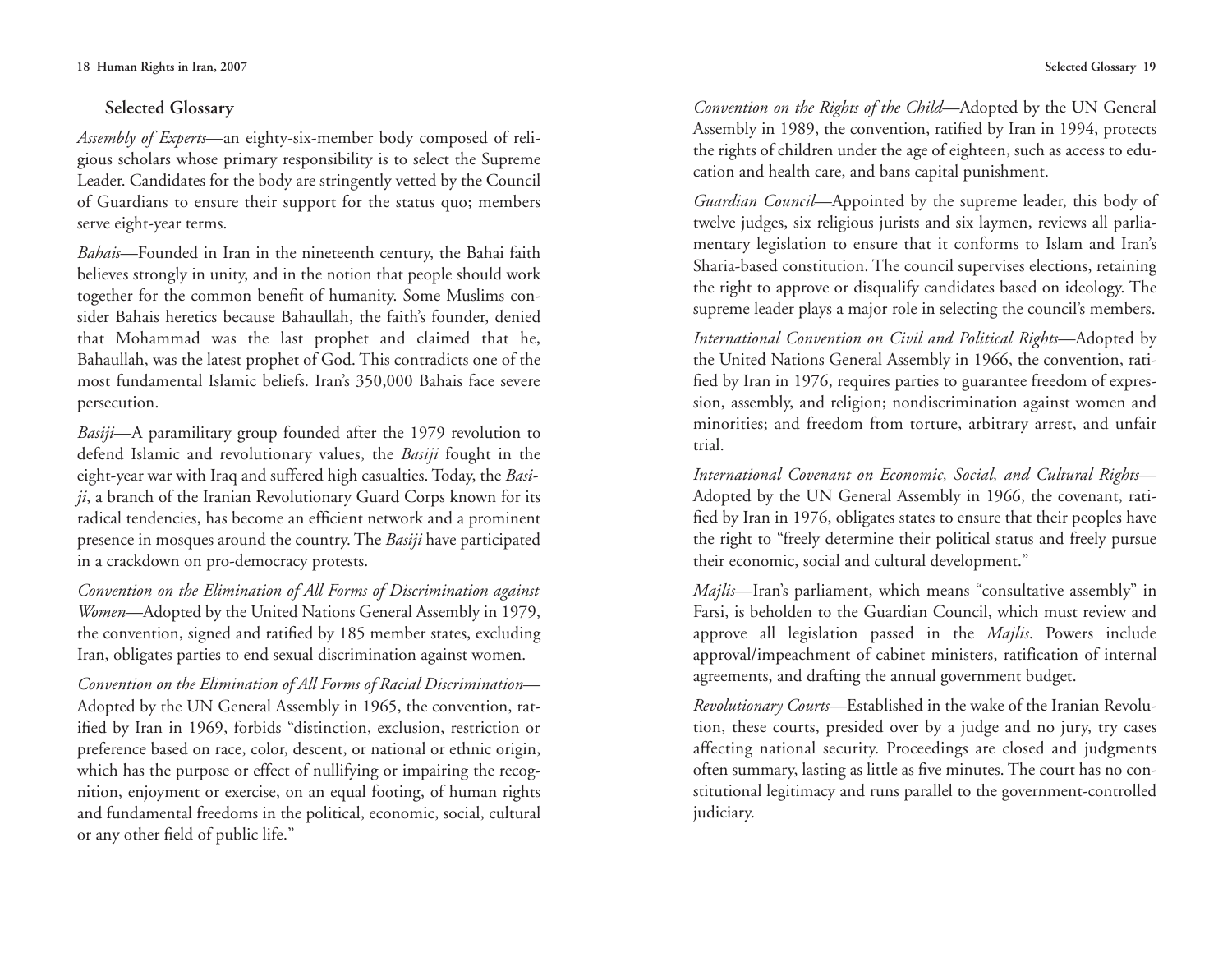## Selected Glossary

*Assembly of Experts*—an eighty-six-member body composed of religious scholars whose primary responsibility is to select the Supreme Leader. Candidates for the body are stringently vetted by the Council of Guardians to ensure their support for the status quo; members serve eight-year terms.

*Bahais*—Founded in Iran in the nineteenth century, the Bahai faith believes strongly in unity, and in the notion that people should work together for the common benefit of humanity. Some Muslims consider Bahais heretics because Bahaullah, the faith's founder, denied that Mohammad was the last prophet and claimed that he, Bahaullah, was the latest prophet of God. This contradicts one of the most fundamental Islamic beliefs. Iran's 350,000 Bahais face severe persecution.

*Basiji*—A paramilitary group founded after the 1979 revolution to defend Islamic and revolutionary values, the *Basiji* fought in the eight-year war with Iraq and suffered high casualties. Today, the *Basiji*, a branch of the Iranian Revolutionary Guard Corps known for its radical tendencies, has become an efficient network and a prominent presence in mosques around the country. The *Basiji* have participated in a crackdown on pro-democracy protests.

*Convention on the Elimination of All Forms of Discrimination against Women*—Adopted by the United Nations General Assembly in 1979, the convention, signed and ratified by 185 member states, excluding Iran, obligates parties to end sexual discrimination against women.

*Convention on the Elimination of All Forms of Racial Discrimination*—Adopted by the UN General Assembly in 1965, the convention, ratified by Iran in 1969, forbids "distinction, exclusion, restriction or preference based on race, color, descent, or national or ethnic origin, which has the purpose or effect of nullifying or impairing the recognition, enjoyment or exercise, on an equal footing, of human rights and fundamental freedoms in the political, economic, social, cultural or any other field of public life."

*Convention on the Rights of the Child*—Adopted by the UN General Assembly in 1989, the convention, ratified by Iran in 1994, protects the rights of children under the age of eighteen, such as access to education and health care, and bans capital punishment.

*Guardian Council*—Appointed by the supreme leader, this body of twelve judges, six religious jurists and six laymen, reviews all parliamentary legislation to ensure that it conforms to Islam and Iran's Sharia-based constitution. The council supervises elections, retaining the right to approve or disqualify candidates based on ideology. The supreme leader plays a major role in selecting the council's members.

*International Convention on Civil and Political Rights*—Adopted by the United Nations General Assembly in 1966, the convention, ratified by Iran in 1976, requires parties to guarantee freedom of expression, assembly, and religion; nondiscrimination against women and minorities; and freedom from torture, arbitrary arrest, and unfair trial.

*International Covenant on Economic, Social, and Cultural Rights*—Adopted by the UN General Assembly in 1966, the covenant, ratified by Iran in 1976, obligates states to ensure that their peoples have the right to "freely determine their political status and freely pursue their economic, social and cultural development."

*Majlis*—Iran's parliament, which means "consultative assembly" in Farsi, is beholden to the Guardian Council, which must review and approve all legislation passed in the *Majlis*. Powers include approval/impeachment of cabinet ministers, ratification of internal agreements, and drafting the annual government budget.

*Revolutionary Courts*—Established in the wake of the Iranian Revolution, these courts, presided over by a judge and no jury, try cases affecting national security. Proceedings are closed and judgments often summary, lasting as little as five minutes. The court has no constitutional legitimacy and runs parallel to the government-controlled judiciary.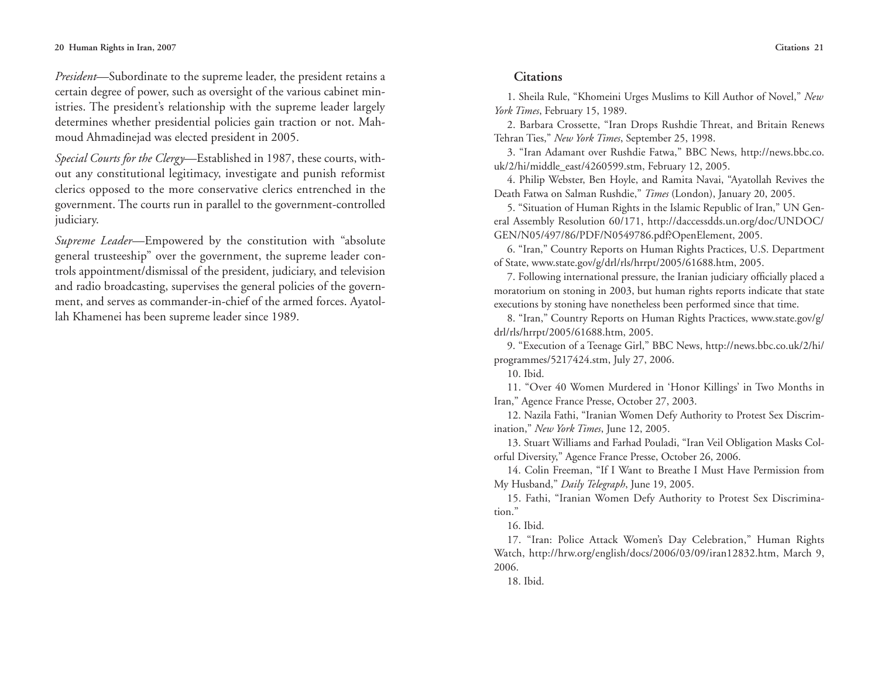*President*—Subordinate to the supreme leader, the president retains a certain degree of power, such as oversight of the various cabinet ministries. The president's relationship with the supreme leader largely determines whether presidential policies gain traction or not. Mahmoud Ahmadinejad was elected president in 2005.

*Special Courts for the Clergy*—Established in 1987, these courts, without any constitutional legitimacy, investigate and punish reformist clerics opposed to the more conservative clerics entrenched in the government. The courts run in parallel to the government-controlled judiciary.

*Supreme Leader*—Empowered by the constitution with "absolute general trusteeship" over the government, the supreme leader controls appointment/dismissal of the president, judiciary, and television and radio broadcasting, supervises the general policies of the government, and serves as commander-in-chief of the armed forces. Ayatollah Khamenei has been supreme leader since 1989.

## Citations

1. Sheila Rule, "Khomeini Urges Muslims to Kill Author of Novel," *New York Times*, February 15, 1989.

2. Barbara Crossette, "Iran Drops Rushdie Threat, and Britain Renews Tehran Ties," *New York Times*, September 25, 1998.

3. "Iran Adamant over Rushdie Fatwa," BBC News, http://news.bbc.co.uk/2/hi/middle_east/4260599.stm, February 12, 2005.

4. Philip Webster, Ben Hoyle, and Ramita Navai, "Ayatollah Revives the Death Fatwa on Salman Rushdie," *Times* (London), January 20, 2005.

5. "Situation of Human Rights in the Islamic Republic of Iran," UN General Assembly Resolution 60/171, http://daccessdds.un.org/doc/UNDOC/GEN/N05/497/86/PDF/N0549786.pdf?OpenElement, 2005.

6. "Iran," Country Reports on Human Rights Practices, U.S. Department of State, www.state.gov/g/drl/rls/hrrpt/2005/61688.htm, 2005.

7. Following international pressure, the Iranian judiciary officially placed a moratorium on stoning in 2003, but human rights reports indicate that state executions by stoning have nonetheless been performed since that time.

8. "Iran," Country Reports on Human Rights Practices, www.state.gov/g/drl/rls/hrrpt/2005/61688.htm, 2005.

9. "Execution of a Teenage Girl," BBC News, http://news.bbc.co.uk/2/hi/programmes/5217424.stm, July 27, 2006.

10. Ibid.

11. "Over 40 Women Murdered in 'Honor Killings' in Two Months in Iran," Agence France Presse, October 27, 2003.

12. Nazila Fathi, "Iranian Women Defy Authority to Protest Sex Discrimination," *New York Times*, June 12, 2005.

13. Stuart Williams and Farhad Pouladi, "Iran Veil Obligation Masks Colorful Diversity," Agence France Presse, October 26, 2006.

14. Colin Freeman, "If I Want to Breathe I Must Have Permission from My Husband," *Daily Telegraph*, June 19, 2005.

15. Fathi, "Iranian Women Defy Authority to Protest Sex Discrimination."

16. Ibid.

17. "Iran: Police Attack Women's Day Celebration," Human Rights Watch, http://hrw.org/english/docs/2006/03/09/iran12832.htm, March 9, 2006.

18. Ibid.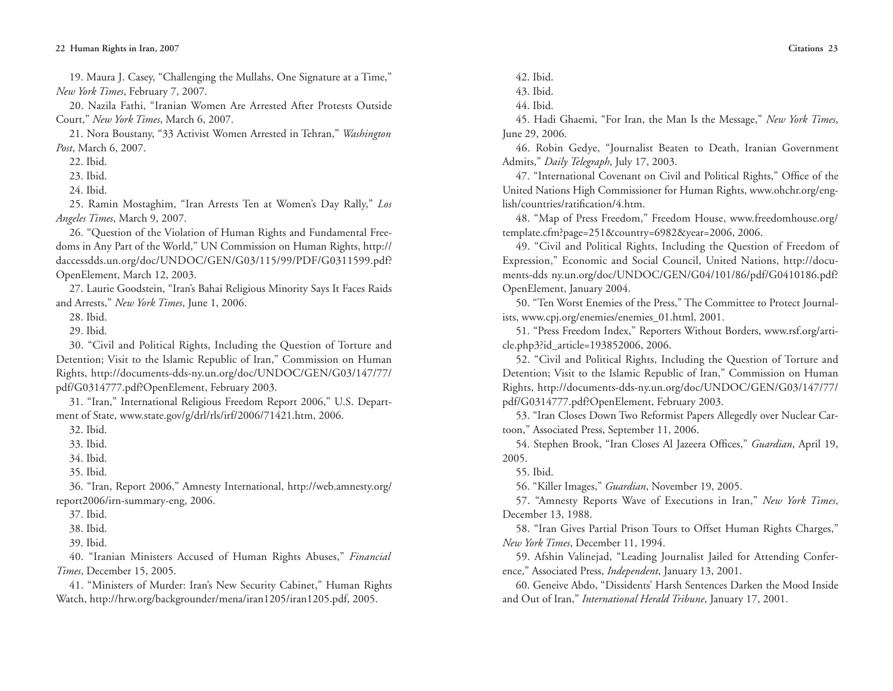19. Maura J. Casey, “Challenging the Mullahs, One Signature at a Time,” *New York Times*, February 7, 2007.

20. Nazila Fathi, “Iranian Women Are Arrested After Protests Outside Court,” *New York Times*, March 6, 2007.

21. Nora Boustany, “33 Activist Women Arrested in Tehran,” *Washington Post*, March 6, 2007.

22. Ibid.

23. Ibid.

24. Ibid.

25. Ramin Mostaghim, “Iran Arrests Ten at Women’s Day Rally,” *Los Angeles Times*, March 9, 2007.

26. “Question of the Violation of Human Rights and Fundamental Freedoms in Any Part of the World,” UN Commission on Human Rights, http://daccessdds.un.org/doc/UNDOC/GEN/G03/115/99/PDF/G0311599.pdf?OpenElement, March 12, 2003.

27. Laurie Goodstein, “Iran’s Bahai Religious Minority Says It Faces Raids and Arrests,” *New York Times*, June 1, 2006.

28. Ibid.

29. Ibid.

30. “Civil and Political Rights, Including the Question of Torture and Detention; Visit to the Islamic Republic of Iran,” Commission on Human Rights, http://documents-dds-ny.un.org/doc/UNDOC/GEN/G03/147/77/pdf/G0314777.pdf?OpenElement, February 2003.

31. “Iran,” International Religious Freedom Report 2006,” U.S. Department of State, www.state.gov/g/drl/rls/irf/2006/71421.htm, 2006.

32. Ibid.

33. Ibid.

34. Ibid.

35. Ibid.

36. “Iran, Report 2006,” Amnesty International, http://web.amnesty.org/report2006/irn-summary-eng, 2006.

37. Ibid.

38. Ibid.

39. Ibid.

40. “Iranian Ministers Accused of Human Rights Abuses,” *Financial Times*, December 15, 2005.

41. “Ministers of Murder: Iran’s New Security Cabinet,” Human Rights Watch, http://hrw.org/backgrounder/mena/iran1205/iran1205.pdf, 2005.

42. Ibid.

43. Ibid.

44. Ibid.

45. Hadi Ghaemi, “For Iran, the Man Is the Message,” *New York Times*, June 29, 2006.

46. Robin Gedye, “Journalist Beaten to Death, Iranian Government Admits,” *Daily Telegraph*, July 17, 2003.

47. “International Covenant on Civil and Political Rights,” Office of the United Nations High Commissioner for Human Rights, www.ohchr.org/english/countries/ratification/4.htm.

48. “Map of Press Freedom,” Freedom House, www.freedomhouse.org/template.cfm?page=251&country=6982&year=2006, 2006.

49. “Civil and Political Rights, Including the Question of Freedom of Expression,” Economic and Social Council, United Nations, http://documents-dds ny.un.org/doc/UNDOC/GEN/G04/101/86/pdf/G0410186.pdf?OpenElement, January 2004.

50. “Ten Worst Enemies of the Press,” The Committee to Protect Journalists, www.cpj.org/enemies/enemies_01.html, 2001.

51. “Press Freedom Index,” Reporters Without Borders, www.rsf.org/article.php3?id_article=193852006, 2006.

52. “Civil and Political Rights, Including the Question of Torture and Detention; Visit to the Islamic Republic of Iran,” Commission on Human Rights, http://documents-dds-ny.un.org/doc/UNDOC/GEN/G03/147/77/pdf/G0314777.pdf?OpenElement, February 2003.

53. “Iran Closes Down Two Reformist Papers Allegedly over Nuclear Cartoon,” Associated Press, September 11, 2006.

54. Stephen Brook, “Iran Closes Al Jazeera Offices,” *Guardian*, April 19, 2005.

55. Ibid.

56. “Killer Images,” *Guardian*, November 19, 2005.

57. “Amnesty Reports Wave of Executions in Iran,” *New York Times*, December 13, 1988.

58. “Iran Gives Partial Prison Tours to Offset Human Rights Charges,” *New York Times*, December 11, 1994.

59. Afshin Valinejad, “Leading Journalist Jailed for Attending Conference,” Associated Press, *Independent*, January 13, 2001.

60. Geneive Abdo, “Dissidents’ Harsh Sentences Darken the Mood Inside and Out of Iran,” *International Herald Tribune*, January 17, 2001.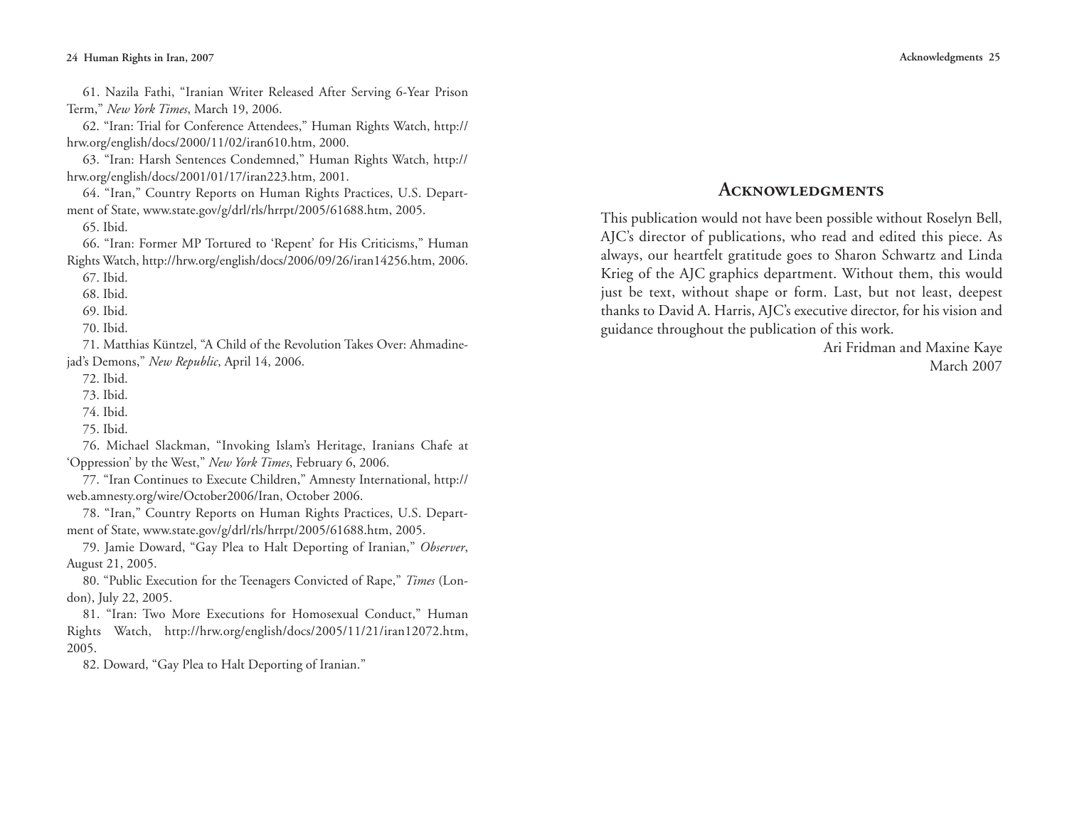61. Nazila Fathi, "Iranian Writer Released After Serving 6-Year Prison Term," *New York Times*, March 19, 2006.

62. "Iran: Trial for Conference Attendees," Human Rights Watch, http://hrw.org/english/docs/2000/11/02/iran610.htm, 2000.

63. "Iran: Harsh Sentences Condemned," Human Rights Watch, http://hrw.org/english/docs/2001/01/17/iran223.htm, 2001.

64. "Iran," Country Reports on Human Rights Practices, U.S. Department of State, www.state.gov/g/drl/rls/hrrpt/2005/61688.htm, 2005.

65. Ibid.

66. "Iran: Former MP Tortured to 'Repent' for His Criticisms," Human Rights Watch, http://hrw.org/english/docs/2006/09/26/iran14256.htm, 2006.

67. Ibid.

68. Ibid.

69. Ibid.

70. Ibid.

71. Matthias Küntzel, "A Child of the Revolution Takes Over: Ahmadinejad's Demons," *New Republic*, April 14, 2006.

72. Ibid.

73. Ibid.

74. Ibid.

75. Ibid.

76. Michael Slackman, "Invoking Islam's Heritage, Iranians Chafe at 'Oppression' by the West," *New York Times*, February 6, 2006.

77. "Iran Continues to Execute Children," Amnesty International, http://web.amnesty.org/wire/October2006/Iran, October 2006.

78. "Iran," Country Reports on Human Rights Practices, U.S. Department of State, www.state.gov/g/drl/rls/hrrpt/2005/61688.htm, 2005.

79. Jamie Doward, "Gay Plea to Halt Deporting of Iranian," *Observer*, August 21, 2005.

80. "Public Execution for the Teenagers Convicted of Rape," *Times* (London), July 22, 2005.

81. "Iran: Two More Executions for Homosexual Conduct," Human Rights Watch, http://hrw.org/english/docs/2005/11/21/iran12072.htm, 2005.

82. Doward, "Gay Plea to Halt Deporting of Iranian."

## Acknowledgments

This publication would not have been possible without Roselyn Bell, AJC's director of publications, who read and edited this piece. As always, our heartfelt gratitude goes to Sharon Schwartz and Linda Krieg of the AJC graphics department. Without them, this would just be text, without shape or form. Last, but not least, deepest thanks to David A. Harris, AJC's executive director, for his vision and guidance throughout the publication of this work.

Ari Fridman and Maxine Kaye
March 2007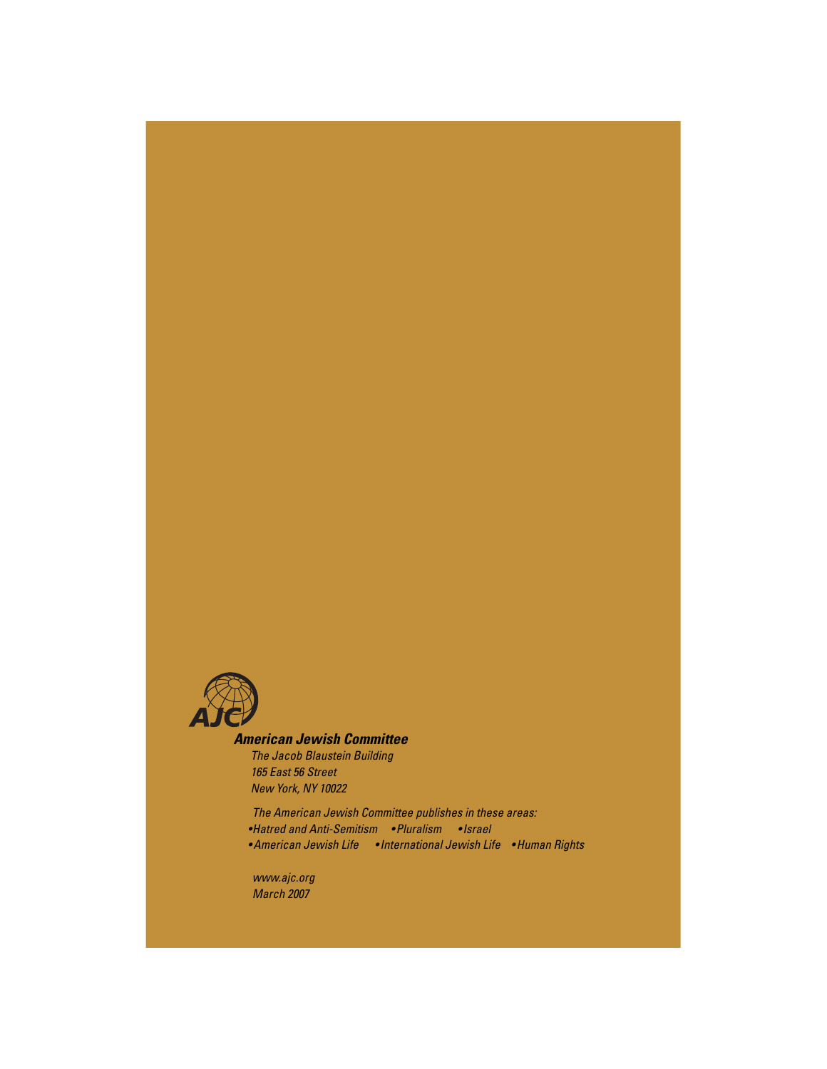AJC

***American Jewish Committee***

*The Jacob Blaustein Building*
*165 East 56 Street*
*New York, NY 10022*

*The American Jewish Committee publishes in these areas:*
*•Hatred and Anti-Semitism •Pluralism •Israel*
*•American Jewish Life •International Jewish Life •Human Rights*

*www.ajc.org*
*March 2007*